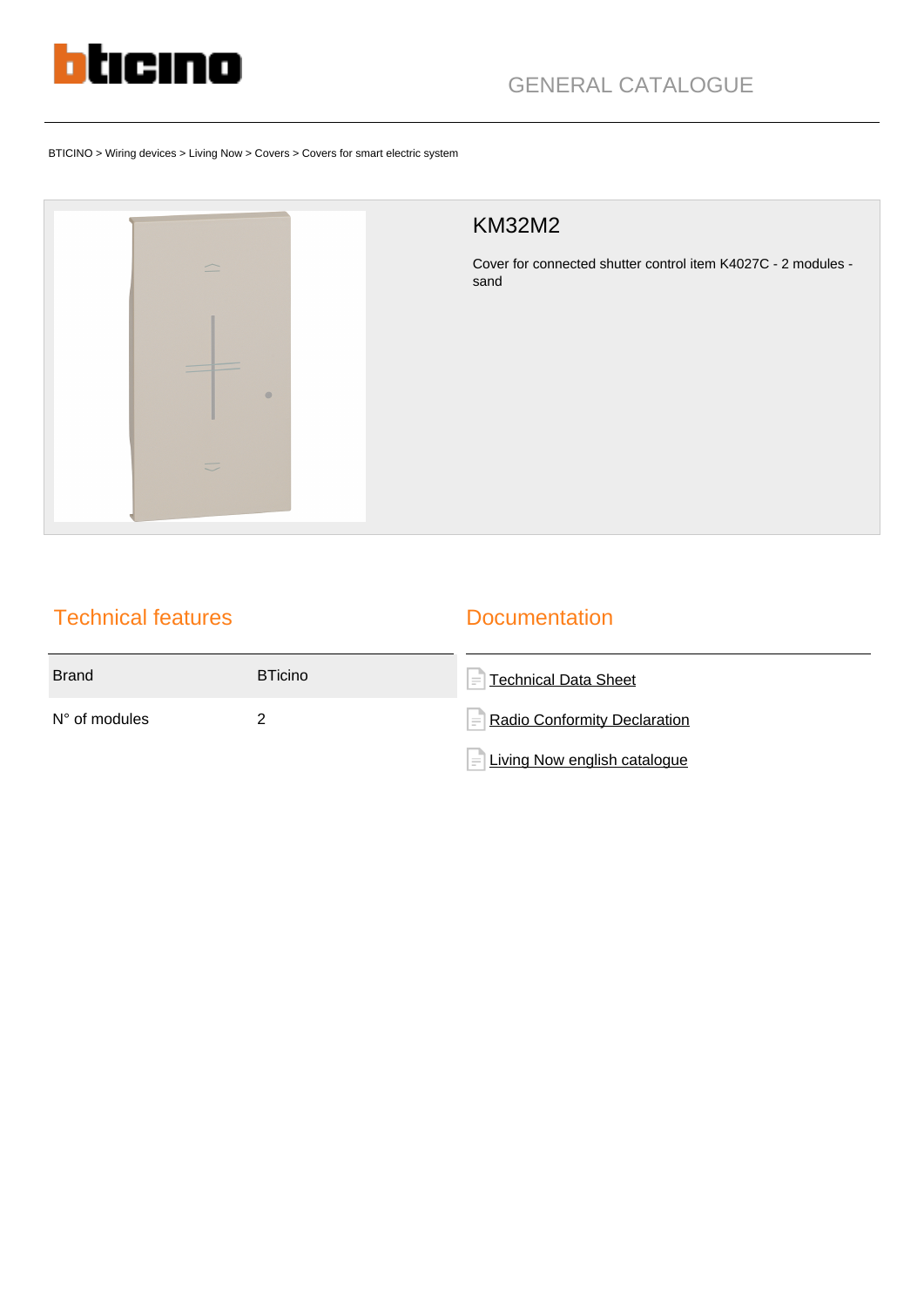GENERAL CATALOGUE

BTICINO > Wiring devices > Living Now > Covers > Covers for smart electric system

# KM32M2

Cover for connected shutter control item K4027C - 2 modules - sand

## Technical features

| Brand | BTicino |
|---|---|
| N° of modules | 2 |

## Documentation

- Technical Data Sheet
- Radio Conformity Declaration
- Living Now english catalogue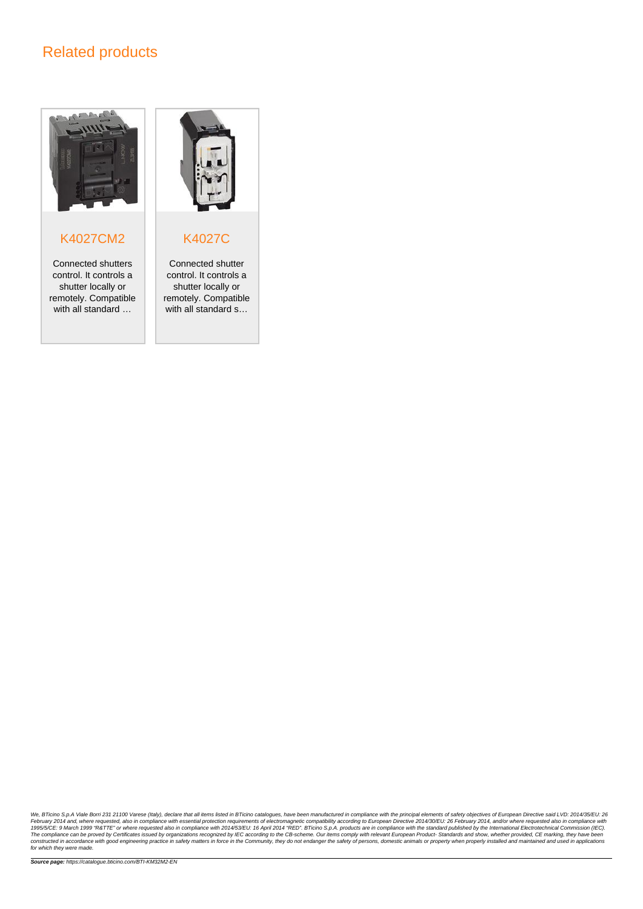## Related products

### K4027CM2

Connected shutters control. It controls a shutter locally or remotely. Compatible with all standard …

### K4027C

Connected shutter control. It controls a shutter locally or remotely. Compatible with all standard s…

*We, BTicino S.p.A Viale Borri 231 21100 Varese (Italy), declare that all items listed in BTicino catalogues, have been manufactured in compliance with the principal elements of safety objectives of European Directive said LVD: 2014/35/EU: 26 February 2014 and, where requested, also in compliance with essential protection requirements of electromagnetic compatibility according to European Directive 2014/30/EU: 26 February 2014, and/or where requested also in compliance with 1995/5/CE: 9 March 1999 "R&TTE" or where requested also in compliance with 2014/53/EU: 16 April 2014 "RED". BTicino S.p.A. products are in compliance with the standard published by the International Electrotechnical Commission (IEC). The compliance can be proved by Certificates issued by organizations recognized by IEC according to the CB-scheme. Our items comply with relevant European Product- Standards and show, whether provided, CE marking, they have been constructed in accordance with good engineering practice in safety matters in force in the Community, they do not endanger the safety of persons, domestic animals or property when properly installed and maintained and used in applications for which they were made.*

**Source page:** *https://catalogue.bticino.com/BTI-KM32M2-EN*